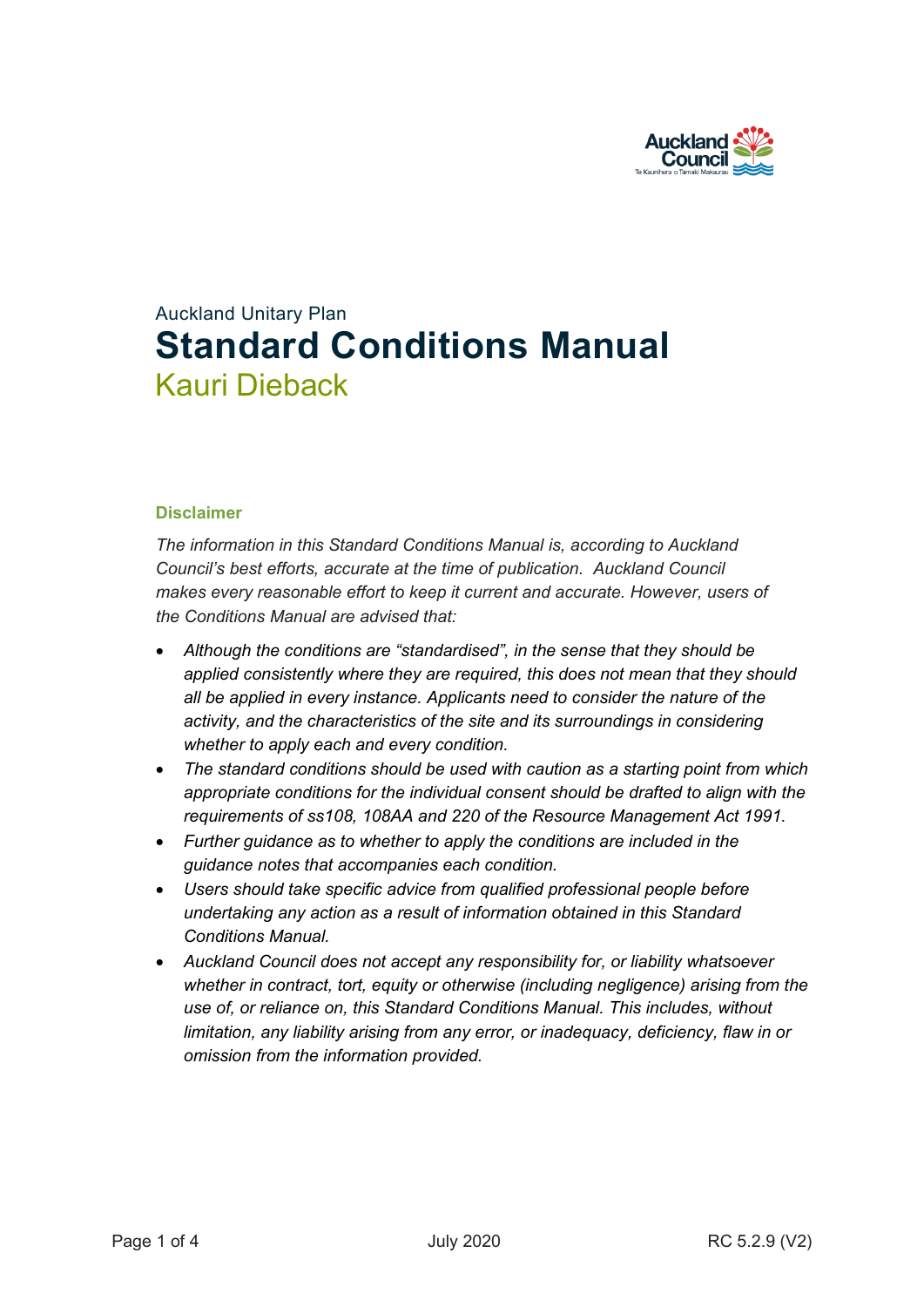Auckland Unitary Plan

# Standard Conditions Manual

## Kauri Dieback

### Disclaimer

*The information in this Standard Conditions Manual is, according to Auckland Council's best efforts, accurate at the time of publication. Auckland Council makes every reasonable effort to keep it current and accurate. However, users of the Conditions Manual are advised that:*

- *Although the conditions are "standardised", in the sense that they should be applied consistently where they are required, this does not mean that they should all be applied in every instance. Applicants need to consider the nature of the activity, and the characteristics of the site and its surroundings in considering whether to apply each and every condition.*
- *The standard conditions should be used with caution as a starting point from which appropriate conditions for the individual consent should be drafted to align with the requirements of ss108, 108AA and 220 of the Resource Management Act 1991.*
- *Further guidance as to whether to apply the conditions are included in the guidance notes that accompanies each condition.*
- *Users should take specific advice from qualified professional people before undertaking any action as a result of information obtained in this Standard Conditions Manual.*
- *Auckland Council does not accept any responsibility for, or liability whatsoever whether in contract, tort, equity or otherwise (including negligence) arising from the use of, or reliance on, this Standard Conditions Manual. This includes, without limitation, any liability arising from any error, or inadequacy, deficiency, flaw in or omission from the information provided.*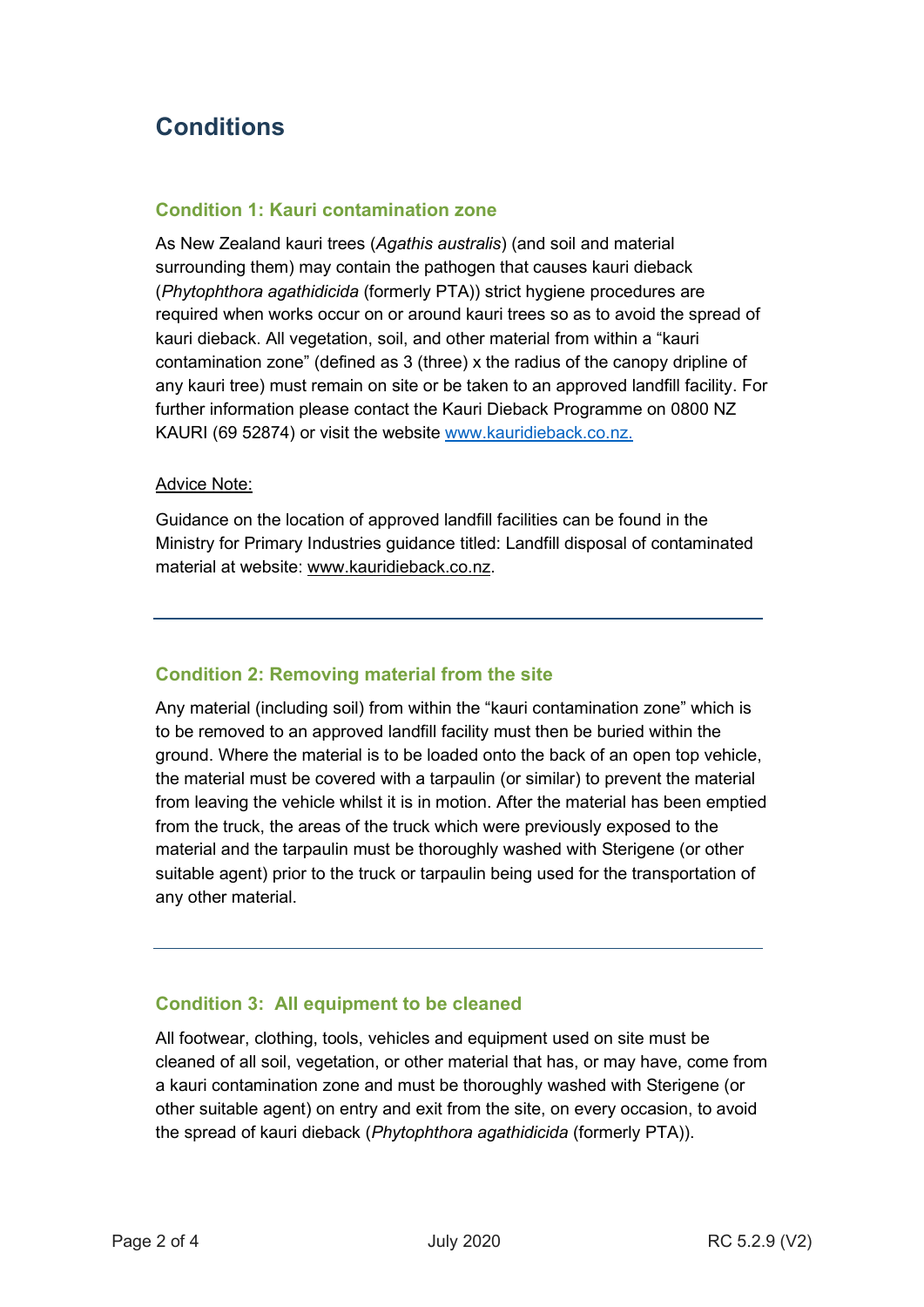# Conditions

## Condition 1: Kauri contamination zone

As New Zealand kauri trees (*Agathis australis*) (and soil and material surrounding them) may contain the pathogen that causes kauri dieback (*Phytophthora agathidicida* (formerly PTA)) strict hygiene procedures are required when works occur on or around kauri trees so as to avoid the spread of kauri dieback. All vegetation, soil, and other material from within a "kauri contamination zone" (defined as 3 (three) x the radius of the canopy dripline of any kauri tree) must remain on site or be taken to an approved landfill facility. For further information please contact the Kauri Dieback Programme on 0800 NZ KAURI (69 52874) or visit the website www.kauridieback.co.nz.

Advice Note:

Guidance on the location of approved landfill facilities can be found in the Ministry for Primary Industries guidance titled: Landfill disposal of contaminated material at website: www.kauridieback.co.nz.

---

## Condition 2: Removing material from the site

Any material (including soil) from within the "kauri contamination zone" which is to be removed to an approved landfill facility must then be buried within the ground. Where the material is to be loaded onto the back of an open top vehicle, the material must be covered with a tarpaulin (or similar) to prevent the material from leaving the vehicle whilst it is in motion. After the material has been emptied from the truck, the areas of the truck which were previously exposed to the material and the tarpaulin must be thoroughly washed with Sterigene (or other suitable agent) prior to the truck or tarpaulin being used for the transportation of any other material.

---

## Condition 3: All equipment to be cleaned

All footwear, clothing, tools, vehicles and equipment used on site must be cleaned of all soil, vegetation, or other material that has, or may have, come from a kauri contamination zone and must be thoroughly washed with Sterigene (or other suitable agent) on entry and exit from the site, on every occasion, to avoid the spread of kauri dieback (*Phytophthora agathidicida* (formerly PTA)).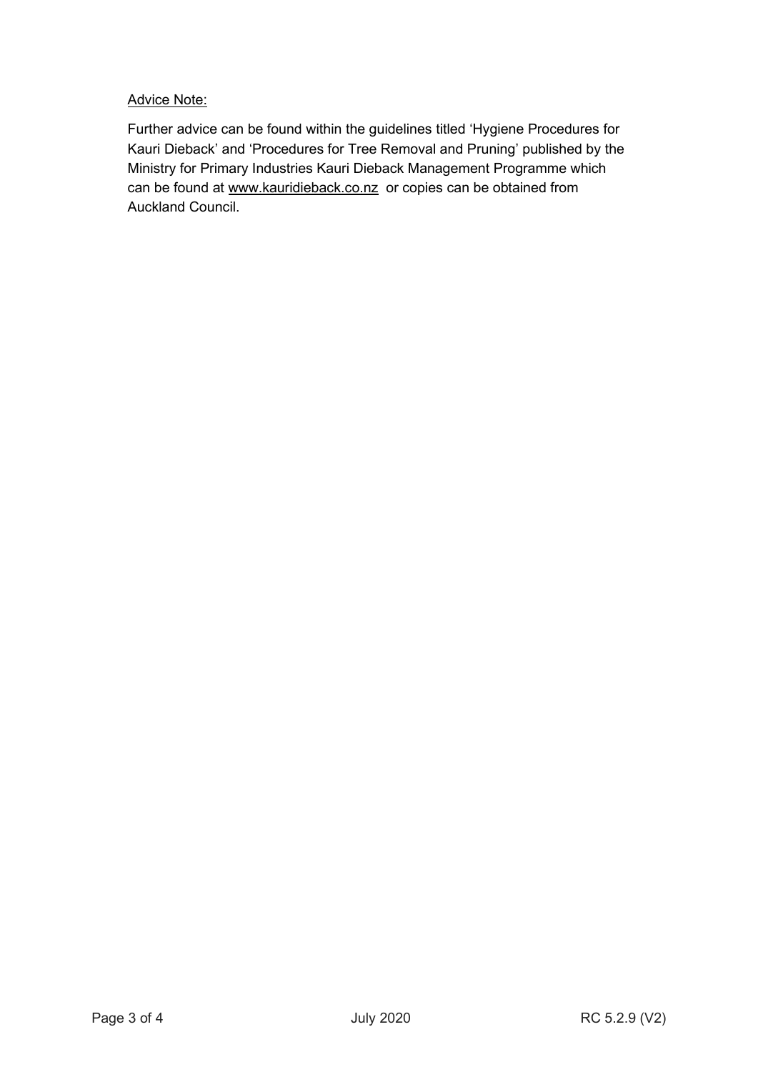<u>Advice Note:</u>

Further advice can be found within the guidelines titled 'Hygiene Procedures for Kauri Dieback' and 'Procedures for Tree Removal and Pruning' published by the Ministry for Primary Industries Kauri Dieback Management Programme which can be found at www.kauridieback.co.nz or copies can be obtained from Auckland Council.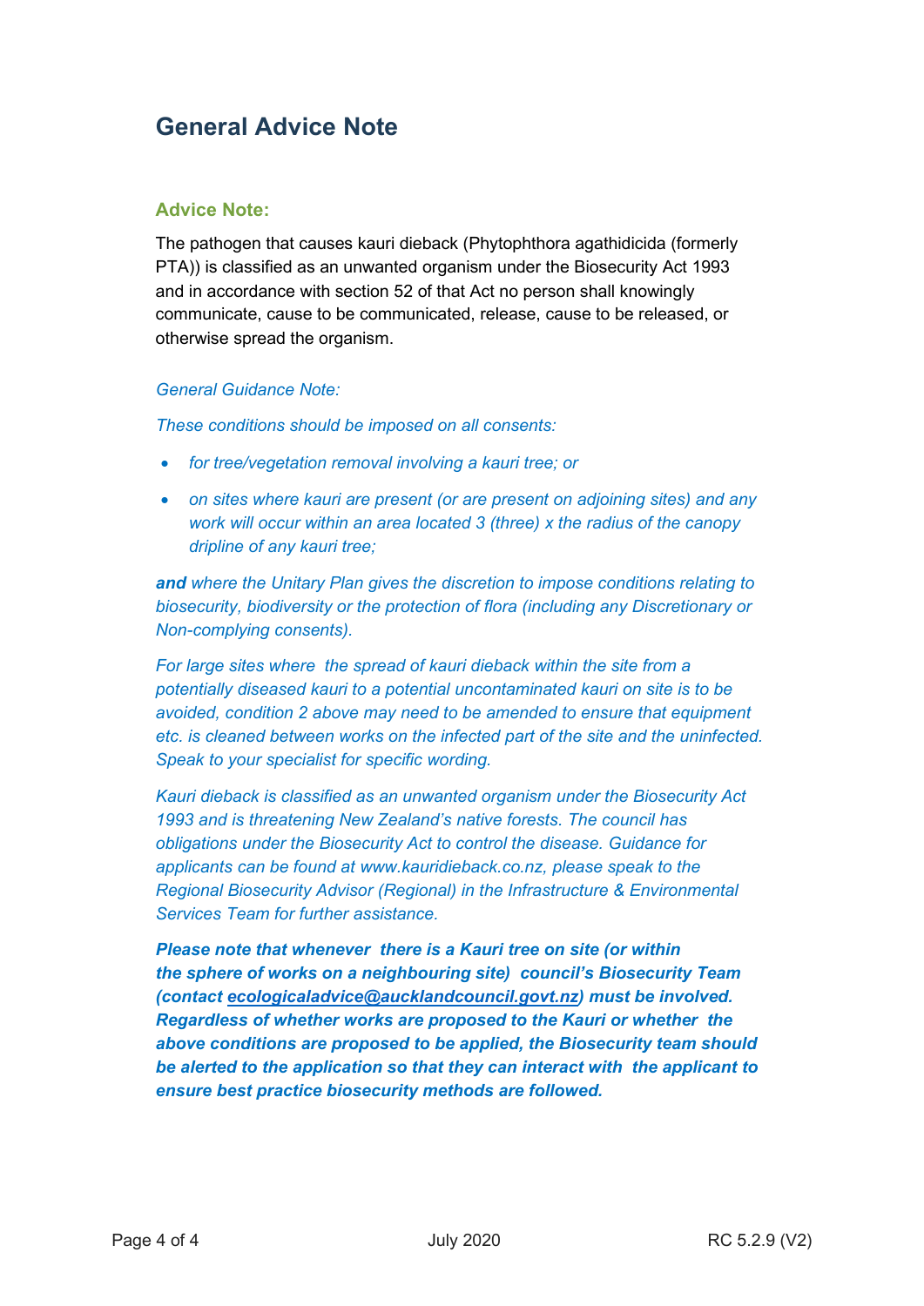# General Advice Note

## Advice Note:

The pathogen that causes kauri dieback (Phytophthora agathidicida (formerly PTA)) is classified as an unwanted organism under the Biosecurity Act 1993 and in accordance with section 52 of that Act no person shall knowingly communicate, cause to be communicated, release, cause to be released, or otherwise spread the organism.

*General Guidance Note:*

*These conditions should be imposed on all consents:*

- *for tree/vegetation removal involving a kauri tree; or*
- *on sites where kauri are present (or are present on adjoining sites) and any work will occur within an area located 3 (three) x the radius of the canopy dripline of any kauri tree;*

***and** where the Unitary Plan gives the discretion to impose conditions relating to biosecurity, biodiversity or the protection of flora (including any Discretionary or Non-complying consents).*

*For large sites where the spread of kauri dieback within the site from a potentially diseased kauri to a potential uncontaminated kauri on site is to be avoided, condition 2 above may need to be amended to ensure that equipment etc. is cleaned between works on the infected part of the site and the uninfected. Speak to your specialist for specific wording.*

*Kauri dieback is classified as an unwanted organism under the Biosecurity Act 1993 and is threatening New Zealand's native forests. The council has obligations under the Biosecurity Act to control the disease. Guidance for applicants can be found at www.kauridieback.co.nz, please speak to the Regional Biosecurity Advisor (Regional) in the Infrastructure & Environmental Services Team for further assistance.*

***Please note that whenever there is a Kauri tree on site (or within the sphere of works on a neighbouring site) council's Biosecurity Team (contact ecologicaladvice@aucklandcouncil.govt.nz) must be involved. Regardless of whether works are proposed to the Kauri or whether the above conditions are proposed to be applied, the Biosecurity team should be alerted to the application so that they can interact with the applicant to ensure best practice biosecurity methods are followed.***